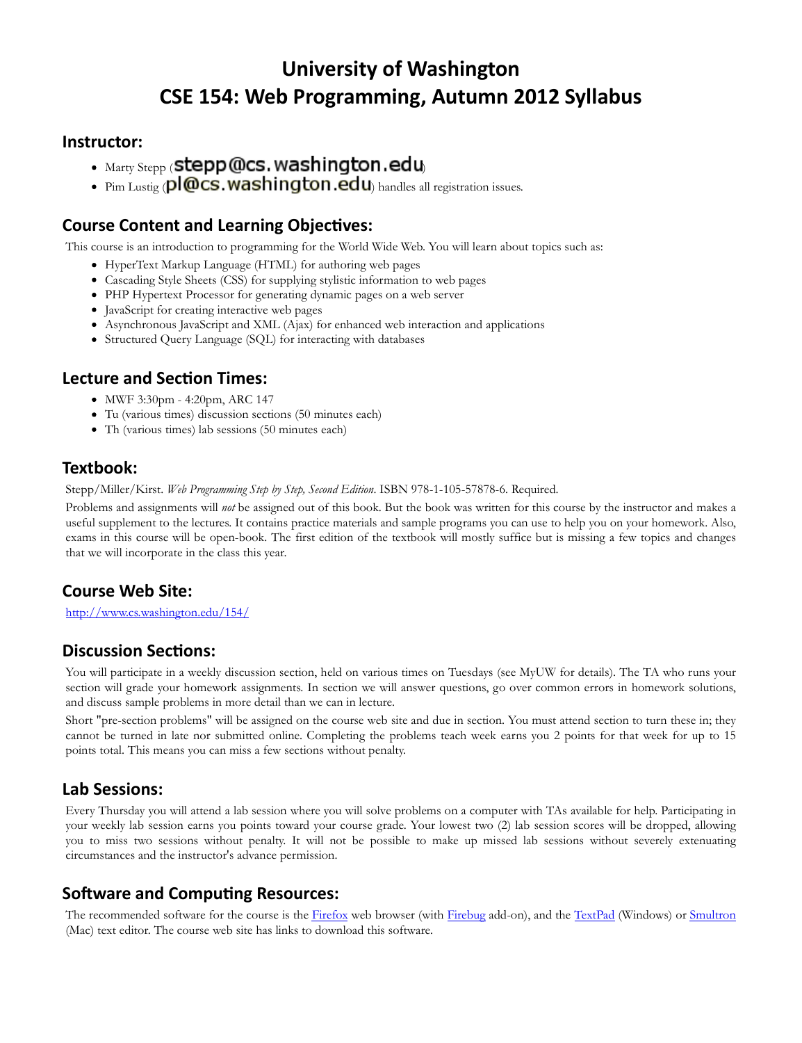# University of Washington
# CSE 154: Web Programming, Autumn 2012 Syllabus

## Instructor:

- Marty Stepp (stepp@cs.washington.edu)
- Pim Lustig (pl@cs.washington.edu) handles all registration issues.

## Course Content and Learning Objectives:

This course is an introduction to programming for the World Wide Web. You will learn about topics such as:

- HyperText Markup Language (HTML) for authoring web pages
- Cascading Style Sheets (CSS) for supplying stylistic information to web pages
- PHP Hypertext Processor for generating dynamic pages on a web server
- JavaScript for creating interactive web pages
- Asynchronous JavaScript and XML (Ajax) for enhanced web interaction and applications
- Structured Query Language (SQL) for interacting with databases

## Lecture and Section Times:

- MWF 3:30pm - 4:20pm, ARC 147
- Tu (various times) discussion sections (50 minutes each)
- Th (various times) lab sessions (50 minutes each)

## Textbook:

Stepp/Miller/Kirst. *Web Programming Step by Step, Second Edition*. ISBN 978-1-105-57878-6. Required.

Problems and assignments will *not* be assigned out of this book. But the book was written for this course by the instructor and makes a useful supplement to the lectures. It contains practice materials and sample programs you can use to help you on your homework. Also, exams in this course will be open-book. The first edition of the textbook will mostly suffice but is missing a few topics and changes that we will incorporate in the class this year.

## Course Web Site:

[http://www.cs.washington.edu/154/](http://www.cs.washington.edu/154/)

## Discussion Sections:

You will participate in a weekly discussion section, held on various times on Tuesdays (see MyUW for details). The TA who runs your section will grade your homework assignments. In section we will answer questions, go over common errors in homework solutions, and discuss sample problems in more detail than we can in lecture.

Short "pre-section problems" will be assigned on the course web site and due in section. You must attend section to turn these in; they cannot be turned in late nor submitted online. Completing the problems teach week earns you 2 points for that week for up to 15 points total. This means you can miss a few sections without penalty.

## Lab Sessions:

Every Thursday you will attend a lab session where you will solve problems on a computer with TAs available for help. Participating in your weekly lab session earns you points toward your course grade. Your lowest two (2) lab session scores will be dropped, allowing you to miss two sessions without penalty. It will not be possible to make up missed lab sessions without severely extenuating circumstances and the instructor's advance permission.

## Software and Computing Resources:

The recommended software for the course is the [Firefox](#) web browser (with [Firebug](#) add-on), and the [TextPad](#) (Windows) or [Smultron](#) (Mac) text editor. The course web site has links to download this software.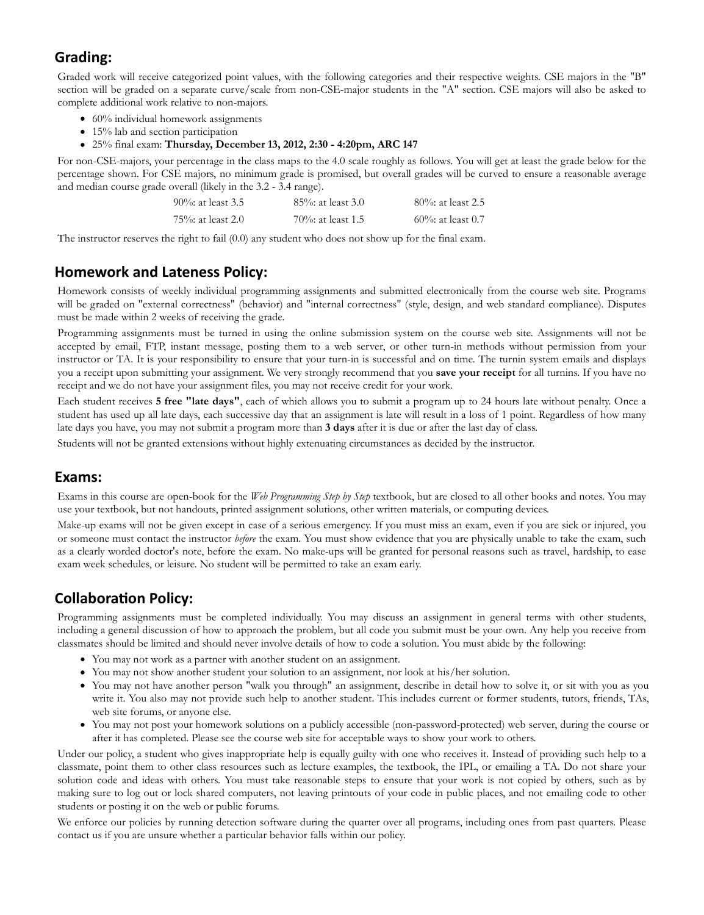## Grading:

Graded work will receive categorized point values, with the following categories and their respective weights. CSE majors in the "B" section will be graded on a separate curve/scale from non-CSE-major students in the "A" section. CSE majors will also be asked to complete additional work relative to non-majors.

- 60% individual homework assignments
- 15% lab and section participation
- 25% final exam: **Thursday, December 13, 2012, 2:30 - 4:20pm, ARC 147**

For non-CSE-majors, your percentage in the class maps to the 4.0 scale roughly as follows. You will get at least the grade below for the percentage shown. For CSE majors, no minimum grade is promised, but overall grades will be curved to ensure a reasonable average and median course grade overall (likely in the 3.2 - 3.4 range).

| | | |
|---|---|---|
| 90%: at least 3.5 | 85%: at least 3.0 | 80%: at least 2.5 |
| 75%: at least 2.0 | 70%: at least 1.5 | 60%: at least 0.7 |

The instructor reserves the right to fail (0.0) any student who does not show up for the final exam.

## Homework and Lateness Policy:

Homework consists of weekly individual programming assignments and submitted electronically from the course web site. Programs will be graded on "external correctness" (behavior) and "internal correctness" (style, design, and web standard compliance). Disputes must be made within 2 weeks of receiving the grade.

Programming assignments must be turned in using the online submission system on the course web site. Assignments will not be accepted by email, FTP, instant message, posting them to a web server, or other turn-in methods without permission from your instructor or TA. It is your responsibility to ensure that your turn-in is successful and on time. The turnin system emails and displays you a receipt upon submitting your assignment. We very strongly recommend that you **save your receipt** for all turnins. If you have no receipt and we do not have your assignment files, you may not receive credit for your work.

Each student receives **5 free "late days"**, each of which allows you to submit a program up to 24 hours late without penalty. Once a student has used up all late days, each successive day that an assignment is late will result in a loss of 1 point. Regardless of how many late days you have, you may not submit a program more than **3 days** after it is due or after the last day of class.

Students will not be granted extensions without highly extenuating circumstances as decided by the instructor.

## Exams:

Exams in this course are open-book for the *Web Programming Step by Step* textbook, but are closed to all other books and notes. You may use your textbook, but not handouts, printed assignment solutions, other written materials, or computing devices.

Make-up exams will not be given except in case of a serious emergency. If you must miss an exam, even if you are sick or injured, you or someone must contact the instructor *before* the exam. You must show evidence that you are physically unable to take the exam, such as a clearly worded doctor's note, before the exam. No make-ups will be granted for personal reasons such as travel, hardship, to ease exam week schedules, or leisure. No student will be permitted to take an exam early.

## Collaboration Policy:

Programming assignments must be completed individually. You may discuss an assignment in general terms with other students, including a general discussion of how to approach the problem, but all code you submit must be your own. Any help you receive from classmates should be limited and should never involve details of how to code a solution. You must abide by the following:

- You may not work as a partner with another student on an assignment.
- You may not show another student your solution to an assignment, nor look at his/her solution.
- You may not have another person "walk you through" an assignment, describe in detail how to solve it, or sit with you as you write it. You also may not provide such help to another student. This includes current or former students, tutors, friends, TAs, web site forums, or anyone else.
- You may not post your homework solutions on a publicly accessible (non-password-protected) web server, during the course or after it has completed. Please see the course web site for acceptable ways to show your work to others.

Under our policy, a student who gives inappropriate help is equally guilty with one who receives it. Instead of providing such help to a classmate, point them to other class resources such as lecture examples, the textbook, the IPL, or emailing a TA. Do not share your solution code and ideas with others. You must take reasonable steps to ensure that your work is not copied by others, such as by making sure to log out or lock shared computers, not leaving printouts of your code in public places, and not emailing code to other students or posting it on the web or public forums.

We enforce our policies by running detection software during the quarter over all programs, including ones from past quarters. Please contact us if you are unsure whether a particular behavior falls within our policy.